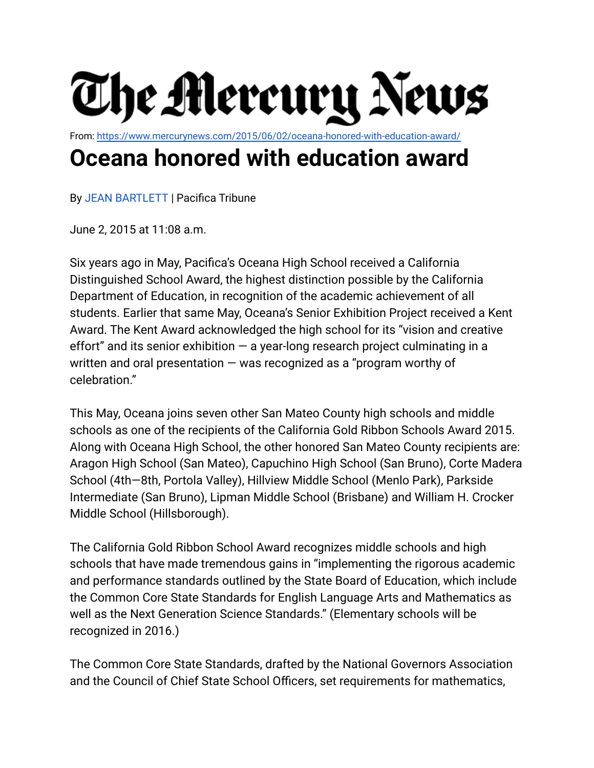# The Mercury News

From: https://www.mercurynews.com/2015/06/02/oceana-honored-with-education-award/

# Oceana honored with education award

By JEAN BARTLETT | Pacifica Tribune

June 2, 2015 at 11:08 a.m.

Six years ago in May, Pacifica's Oceana High School received a California Distinguished School Award, the highest distinction possible by the California Department of Education, in recognition of the academic achievement of all students. Earlier that same May, Oceana's Senior Exhibition Project received a Kent Award. The Kent Award acknowledged the high school for its "vision and creative effort" and its senior exhibition — a year-long research project culminating in a written and oral presentation — was recognized as a "program worthy of celebration."

This May, Oceana joins seven other San Mateo County high schools and middle schools as one of the recipients of the California Gold Ribbon Schools Award 2015. Along with Oceana High School, the other honored San Mateo County recipients are: Aragon High School (San Mateo), Capuchino High School (San Bruno), Corte Madera School (4th—8th, Portola Valley), Hillview Middle School (Menlo Park), Parkside Intermediate (San Bruno), Lipman Middle School (Brisbane) and William H. Crocker Middle School (Hillsborough).

The California Gold Ribbon School Award recognizes middle schools and high schools that have made tremendous gains in "implementing the rigorous academic and performance standards outlined by the State Board of Education, which include the Common Core State Standards for English Language Arts and Mathematics as well as the Next Generation Science Standards." (Elementary schools will be recognized in 2016.)

The Common Core State Standards, drafted by the National Governors Association and the Council of Chief State School Officers, set requirements for mathematics,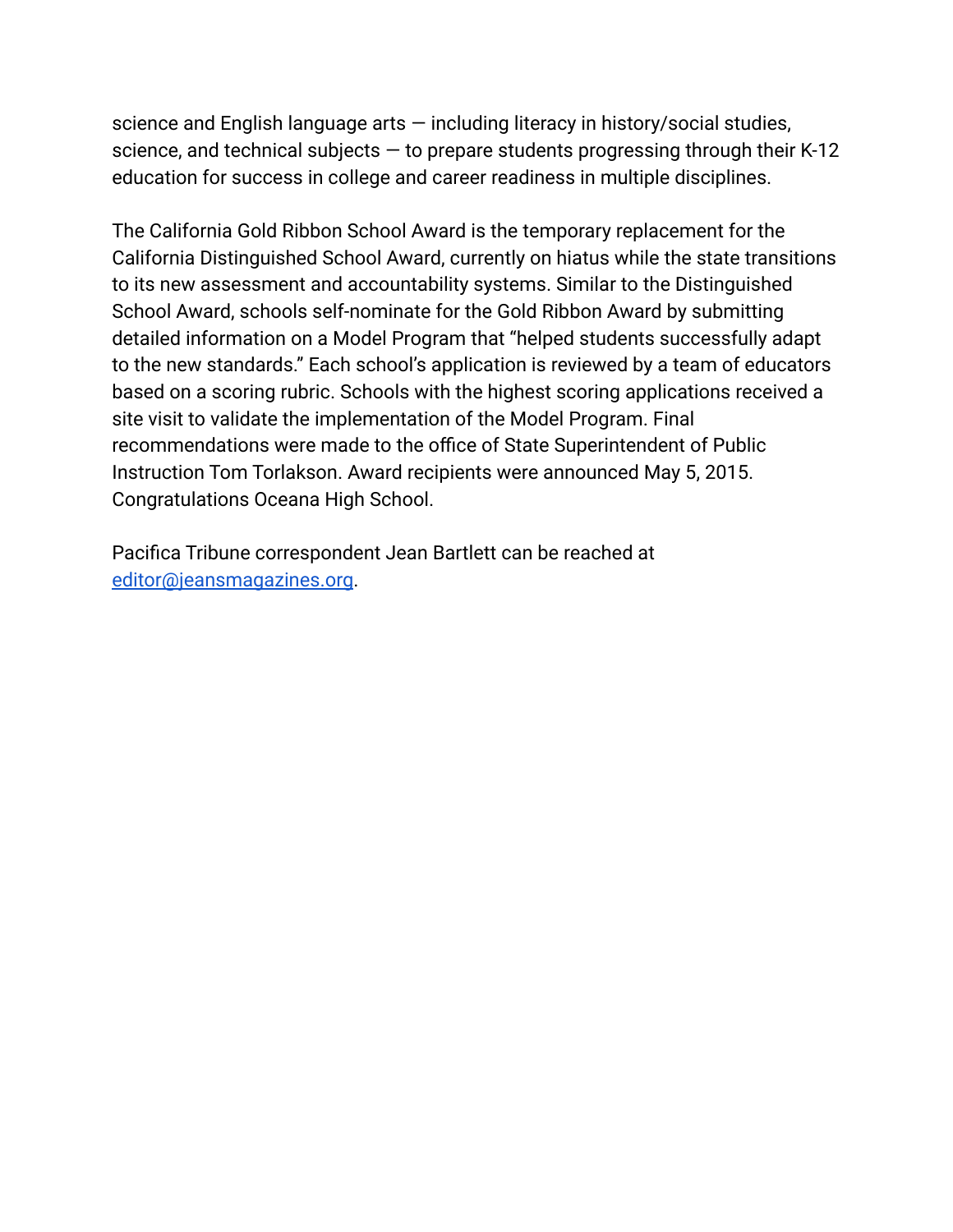science and English language arts — including literacy in history/social studies, science, and technical subjects — to prepare students progressing through their K-12 education for success in college and career readiness in multiple disciplines.

The California Gold Ribbon School Award is the temporary replacement for the California Distinguished School Award, currently on hiatus while the state transitions to its new assessment and accountability systems. Similar to the Distinguished School Award, schools self-nominate for the Gold Ribbon Award by submitting detailed information on a Model Program that "helped students successfully adapt to the new standards." Each school's application is reviewed by a team of educators based on a scoring rubric. Schools with the highest scoring applications received a site visit to validate the implementation of the Model Program. Final recommendations were made to the office of State Superintendent of Public Instruction Tom Torlakson. Award recipients were announced May 5, 2015. Congratulations Oceana High School.

Pacifica Tribune correspondent Jean Bartlett can be reached at [editor@jeansmagazines.org](mailto:editor@jeansmagazines.org).